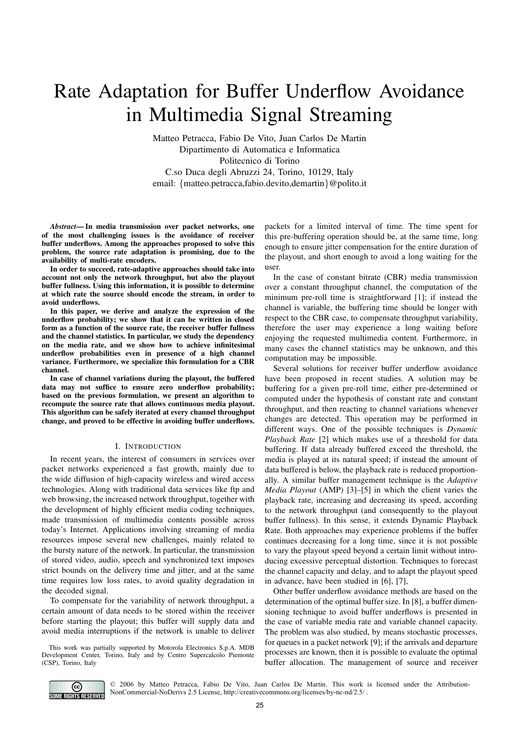# Rate Adaptation for Buffer Underflow Avoidance in Multimedia Signal Streaming

Matteo Petracca, Fabio De Vito, Juan Carlos De Martin
Dipartimento di Automatica e Informatica
Politecnico di Torino
C.so Duca degli Abruzzi 24, Torino, 10129, Italy
email: {matteo.petracca,fabio.devito,demartin}@polito.it

***Abstract*— In media transmission over packet networks, one of the most challenging issues is the avoidance of receiver buffer underflows. Among the approaches proposed to solve this problem, the source rate adaptation is promising, due to the availability of multi-rate encoders.**

**In order to succeed, rate-adaptive approaches should take into account not only the network throughput, but also the playout buffer fullness. Using this information, it is possible to determine at which rate the source should encode the stream, in order to avoid underflows.**

**In this paper, we derive and analyze the expression of the underflow probability; we show that it can be written in closed form as a function of the source rate, the receiver buffer fullness and the channel statistics. In particular, we study the dependency on the media rate, and we show how to achieve infinitesimal underflow probabilities even in presence of a high channel variance. Furthermore, we specialize this formulation for a CBR channel.**

**In case of channel variations during the playout, the buffered data may not suffice to ensure zero underflow probability; based on the previous formulation, we present an algorithm to recompute the source rate that allows continuous media playout. This algorithm can be safely iterated at every channel throughput change, and proved to be effective in avoiding buffer underflows.**

## I. Introduction

In recent years, the interest of consumers in services over packet networks experienced a fast growth, mainly due to the wide diffusion of high-capacity wireless and wired access technologies. Along with traditional data services like ftp and web browsing, the increased network throughput, together with the development of highly efficient media coding techniques, made transmission of multimedia contents possible across today's Internet. Applications involving streaming of media resources impose several new challenges, mainly related to the bursty nature of the network. In particular, the transmission of stored video, audio, speech and synchronized text imposes strict bounds on the delivery time and jitter, and at the same time requires low loss rates, to avoid quality degradation in the decoded signal.

To compensate for the variability of network throughput, a certain amount of data needs to be stored within the receiver before starting the playout; this buffer will supply data and avoid media interruptions if the network is unable to deliver packets for a limited interval of time. The time spent for this pre-buffering operation should be, at the same time, long enough to ensure jitter compensation for the entire duration of the playout, and short enough to avoid a long waiting for the user.

In the case of constant bitrate (CBR) media transmission over a constant throughput channel, the computation of the minimum pre-roll time is straightforward [1]; if instead the channel is variable, the buffering time should be longer with respect to the CBR case, to compensate throughput variability, therefore the user may experience a long waiting before enjoying the requested multimedia content. Furthermore, in many cases the channel statistics may be unknown, and this computation may be impossible.

Several solutions for receiver buffer underflow avoidance have been proposed in recent studies. A solution may be buffering for a given pre-roll time, either pre-determined or computed under the hypothesis of constant rate and constant throughput, and then reacting to channel variations whenever changes are detected. This operation may be performed in different ways. One of the possible techniques is *Dynamic Playback Rate* [2] which makes use of a threshold for data buffering. If data already buffered exceed the threshold, the media is played at its natural speed; if instead the amount of data buffered is below, the playback rate is reduced proportionally. A similar buffer management technique is the *Adaptive Media Playout* (AMP) [3]–[5] in which the client varies the playback rate, increasing and decreasing its speed, according to the network throughput (and consequently to the playout buffer fullness). In this sense, it extends Dynamic Playback Rate. Both approaches may experience problems if the buffer continues decreasing for a long time, since it is not possible to vary the playout speed beyond a certain limit without introducing excessive perceptual distortion. Techniques to forecast the channel capacity and delay, and to adapt the playout speed in advance, have been studied in [6], [7],

Other buffer underflow avoidance methods are based on the determination of the optimal buffer size. In [8], a buffer dimensioning technique to avoid buffer underflows is presented in the case of variable media rate and variable channel capacity. The problem was also studied, by means stochastic processes, for queues in a packet network [9]; if the arrivals and departure processes are known, then it is possible to evaluate the optimal buffer allocation. The management of source and receiver

This work was partially supported by Motorola Electronics S.p.A. MDB Development Center, Torino, Italy and by Centro Supercalcolo Piemonte (CSP), Torino, Italy

© 2006 by Matteo Petracca, Fabio De Vito, Juan Carlos De Martin. This work is licensed under the Attribution-NonCommercial-NoDerivs 2.5 License, http://creativecommons.org/licenses/by-nc-nd/2.5/ .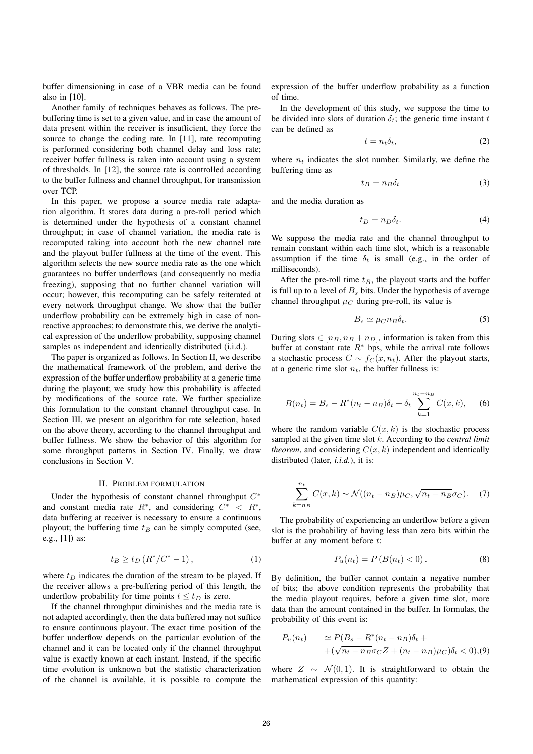buffer dimensioning in case of a VBR media can be found also in [10].

Another family of techniques behaves as follows. The pre-buffering time is set to a given value, and in case the amount of data present within the receiver is insufficient, they force the source to change the coding rate. In [11], rate recomputing is performed considering both channel delay and loss rate; receiver buffer fullness is taken into account using a system of thresholds. In [12], the source rate is controlled according to the buffer fullness and channel throughput, for transmission over TCP.

In this paper, we propose a source media rate adaptation algorithm. It stores data during a pre-roll period which is determined under the hypothesis of a constant channel throughput; in case of channel variation, the media rate is recomputed taking into account both the new channel rate and the playout buffer fullness at the time of the event. This algorithm selects the new source media rate as the one which guarantees no buffer underflows (and consequently no media freezing), supposing that no further channel variation will occur; however, this recomputing can be safely reiterated at every network throughput change. We show that the buffer underflow probability can be extremely high in case of non-reactive approaches; to demonstrate this, we derive the analytical expression of the underflow probability, supposing channel samples as independent and identically distributed (i.i.d.).

The paper is organized as follows. In Section II, we describe the mathematical framework of the problem, and derive the expression of the buffer underflow probability at a generic time during the playout; we study how this probability is affected by modifications of the source rate. We further specialize this formulation to the constant channel throughput case. In Section III, we present an algorithm for rate selection, based on the above theory, according to the channel throughput and buffer fullness. We show the behavior of this algorithm for some throughput patterns in Section IV. Finally, we draw conclusions in Section V.

## II. Problem formulation

Under the hypothesis of constant channel throughput $C^*$ and constant media rate $R^*$, and considering $C^* < R^*$, data buffering at receiver is necessary to ensure a continuous playout; the buffering time $t_B$ can be simply computed (see, e.g., [1]) as:

$$t_B \geq t_D \left(R^*/C^* - 1\right), \tag{1}$$

where $t_D$ indicates the duration of the stream to be played. If the receiver allows a pre-buffering period of this length, the underflow probability for time points $t \leq t_D$ is zero.

If the channel throughput diminishes and the media rate is not adapted accordingly, then the data buffered may not suffice to ensure continuous playout. The exact time position of the buffer underflow depends on the particular evolution of the channel and it can be located only if the channel throughput value is exactly known at each instant. Instead, if the specific time evolution is unknown but the statistic characterization of the channel is available, it is possible to compute the expression of the buffer underflow probability as a function of time.

In the development of this study, we suppose the time to be divided into slots of duration $\delta_t$; the generic time instant $t$ can be defined as

$$t = n_t \delta_t, \tag{2}$$

where $n_t$ indicates the slot number. Similarly, we define the buffering time as

$$t_B = n_B \delta_t \tag{3}$$

and the media duration as

$$t_D = n_D \delta_t. \tag{4}$$

We suppose the media rate and the channel throughput to remain constant within each time slot, which is a reasonable assumption if the time $\delta_t$ is small (e.g., in the order of milliseconds).

After the pre-roll time $t_B$, the playout starts and the buffer is full up to a level of $B_s$ bits. Under the hypothesis of average channel throughput $\mu_C$ during pre-roll, its value is

$$B_s \simeq \mu_C n_B \delta_t. \tag{5}$$

During slots $\in [n_B, n_B + n_D]$, information is taken from this buffer at constant rate $R^*$ bps, while the arrival rate follows a stochastic process $C \sim f_C(x, n_t)$. After the playout starts, at a generic time slot $n_t$, the buffer fullness is:

$$B(n_t) = B_s - R^*(n_t - n_B)\delta_t + \delta_t \sum_{k=1}^{n_t - n_B} C(x,k), \tag{6}$$

where the random variable $C(x,k)$ is the stochastic process sampled at the given time slot $k$. According to the *central limit theorem*, and considering $C(x,k)$ independent and identically distributed (later, *i.i.d.*), it is:

$$\sum_{k=n_B}^{n_t} C(x,k) \sim \mathcal{N}((n_t - n_B)\mu_C, \sqrt{n_t - n_B}\sigma_C). \tag{7}$$

The probability of experiencing an underflow before a given slot is the probability of having less than zero bits within the buffer at any moment before $t$:

$$P_u(n_t) = P\left(B(n_t) < 0\right). \tag{8}$$

By definition, the buffer cannot contain a negative number of bits; the above condition represents the probability that the media playout requires, before a given time slot, more data than the amount contained in the buffer. In formulas, the probability of this event is:

$$\begin{aligned} P_u(n_t) \quad & \simeq P(B_s - R^*(n_t - n_B)\delta_t + \\ & +(\sqrt{n_t - n_B}\sigma_C Z + (n_t - n_B)\mu_C)\delta_t < 0), \end{aligned} \tag{9}$$

where $Z \sim \mathcal{N}(0,1)$. It is straightforward to obtain the mathematical expression of this quantity: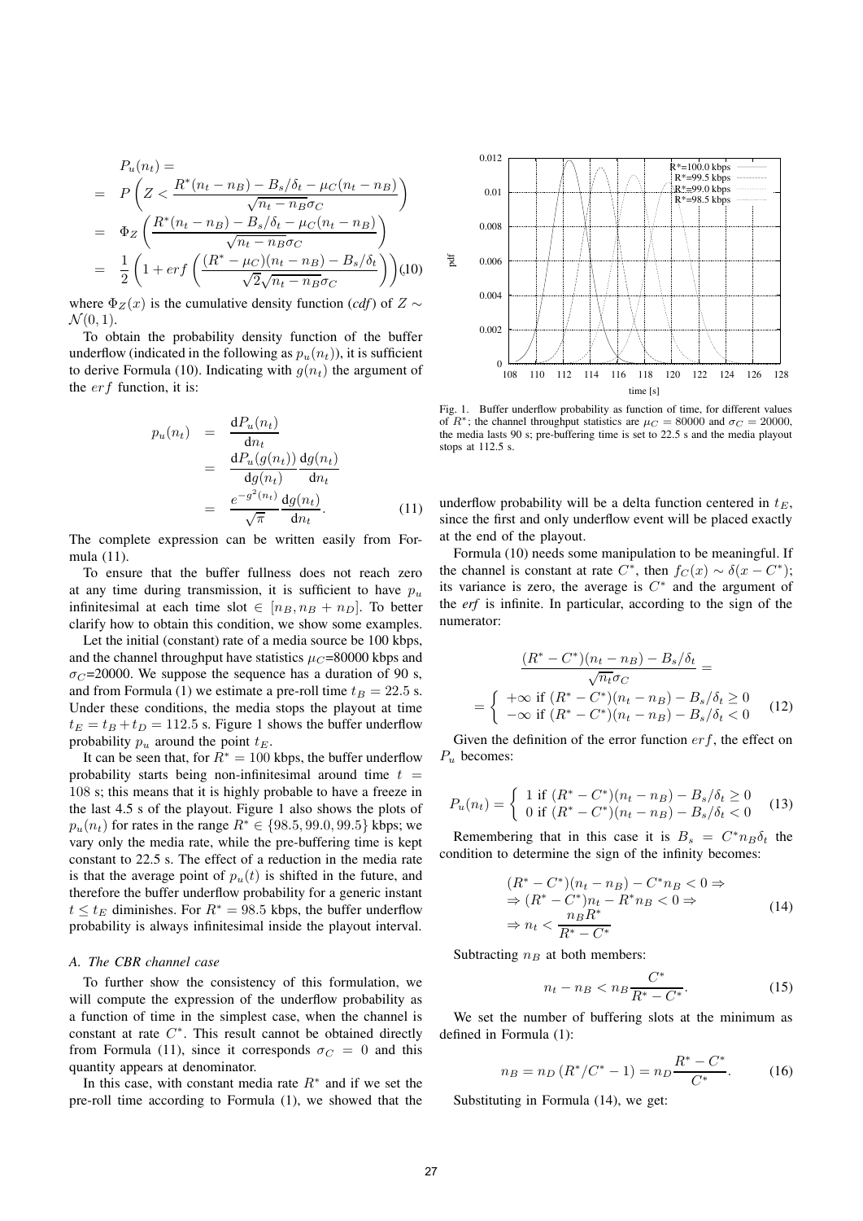$$
\begin{aligned}
& P_u(n_t) = \\
= \;& P\left(Z < \frac{R^*(n_t - n_B) - B_s/\delta_t - \mu_C(n_t - n_B)}{\sqrt{n_t - n_B}\sigma_C}\right) \\
= \;& \Phi_Z\left(\frac{R^*(n_t - n_B) - B_s/\delta_t - \mu_C(n_t - n_B)}{\sqrt{n_t - n_B}\sigma_C}\right) \\
= \;& \frac{1}{2}\left(1 + erf\left(\frac{(R^* - \mu_C)(n_t - n_B) - B_s/\delta_t}{\sqrt{2}\sqrt{n_t - n_B}\sigma_C}\right)\right) \quad (10)
\end{aligned}
$$

where $\Phi_Z(x)$ is the cumulative density function (*cdf*) of $Z \sim \mathcal{N}(0,1)$.

To obtain the probability density function of the buffer underflow (indicated in the following as $p_u(n_t)$), it is sufficient to derive Formula (10). Indicating with $g(n_t)$ the argument of the $erf$ function, it is:

$$
\begin{aligned}
p_u(n_t) &= \frac{\mathrm{d}P_u(n_t)}{\mathrm{d}n_t} \\
&= \frac{\mathrm{d}P_u(g(n_t))}{\mathrm{d}g(n_t)}\frac{\mathrm{d}g(n_t)}{\mathrm{d}n_t} \\
&= \frac{e^{-g^2(n_t)}}{\sqrt{\pi}}\frac{\mathrm{d}g(n_t)}{\mathrm{d}n_t}. \qquad (11)
\end{aligned}
$$

The complete expression can be written easily from Formula (11).

To ensure that the buffer fullness does not reach zero at any time during transmission, it is sufficient to have $p_u$ infinitesimal at each time slot $\in [n_B, n_B + n_D]$. To better clarify how to obtain this condition, we show some examples.

Let the initial (constant) rate of a media source be 100 kbps, and the channel throughput have statistics $\mu_C$=80000 kbps and $\sigma_C$=20000. We suppose the sequence has a duration of 90 s, and from Formula (1) we estimate a pre-roll time $t_B = 22.5$ s. Under these conditions, the media stops the playout at time $t_E = t_B + t_D = 112.5$ s. Figure 1 shows the buffer underflow probability $p_u$ around the point $t_E$.

It can be seen that, for $R^* = 100$ kbps, the buffer underflow probability starts being non-infinitesimal around time $t = 108$ s; this means that it is highly probable to have a freeze in the last 4.5 s of the playout. Figure 1 also shows the plots of $p_u(n_t)$ for rates in the range $R^* \in \{98.5, 99.0, 99.5\}$ kbps; we vary only the media rate, while the pre-buffering time is kept constant to 22.5 s. The effect of a reduction in the media rate is that the average point of $p_u(t)$ is shifted in the future, and therefore the buffer underflow probability for a generic instant $t \leq t_E$ diminishes. For $R^* = 98.5$ kbps, the buffer underflow probability is always infinitesimal inside the playout interval.

Fig. 1. Buffer underflow probability as function of time, for different values of $R^*$; the channel throughput statistics are $\mu_C = 80000$ and $\sigma_C = 20000$, the media lasts 90 s; pre-buffering time is set to 22.5 s and the media playout stops at 112.5 s.

### A. The CBR channel case

To further show the consistency of this formulation, we will compute the expression of the underflow probability as a function of time in the simplest case, when the channel is constant at rate $C^*$. This result cannot be obtained directly from Formula (11), since it corresponds $\sigma_C = 0$ and this quantity appears at denominator.

In this case, with constant media rate $R^*$ and if we set the pre-roll time according to Formula (1), we showed that the underflow probability will be a delta function centered in $t_E$, since the first and only underflow event will be placed exactly at the end of the playout.

Formula (10) needs some manipulation to be meaningful. If the channel is constant at rate $C^*$, then $f_C(x) \sim \delta(x - C^*)$; its variance is zero, the average is $C^*$ and the argument of the *erf* is infinite. In particular, according to the sign of the numerator:

$$
\begin{aligned}
&\frac{(R^* - C^*)(n_t - n_B) - B_s/\delta_t}{\sqrt{n_t}\sigma_C} = \\
&= \begin{cases} +\infty \text{ if } (R^* - C^*)(n_t - n_B) - B_s/\delta_t \geq 0 \\ -\infty \text{ if } (R^* - C^*)(n_t - n_B) - B_s/\delta_t < 0 \end{cases} \qquad (12)
\end{aligned}
$$

Given the definition of the error function $erf$, the effect on $P_u$ becomes:

$$
P_u(n_t) = \begin{cases} 1 \text{ if } (R^* - C^*)(n_t - n_B) - B_s/\delta_t \geq 0 \\ 0 \text{ if } (R^* - C^*)(n_t - n_B) - B_s/\delta_t < 0 \end{cases} \qquad (13)
$$

Remembering that in this case it is $B_s = C^* n_B \delta_t$ the condition to determine the sign of the infinity becomes:

$$
\begin{aligned}
&(R^* - C^*)(n_t - n_B) - C^* n_B < 0 \Rightarrow \\
&\Rightarrow (R^* - C^*)n_t - R^* n_B < 0 \Rightarrow \\
&\Rightarrow n_t < \frac{n_B R^*}{R^* - C^*}
\end{aligned} \qquad (14)
$$

Subtracting $n_B$ at both members:

$$
n_t - n_B < n_B \frac{C^*}{R^* - C^*}. \qquad (15)
$$

We set the number of buffering slots at the minimum as defined in Formula (1):

$$
n_B = n_D\,(R^*/C^* - 1) = n_D \frac{R^* - C^*}{C^*}. \qquad (16)
$$

Substituting in Formula (14), we get: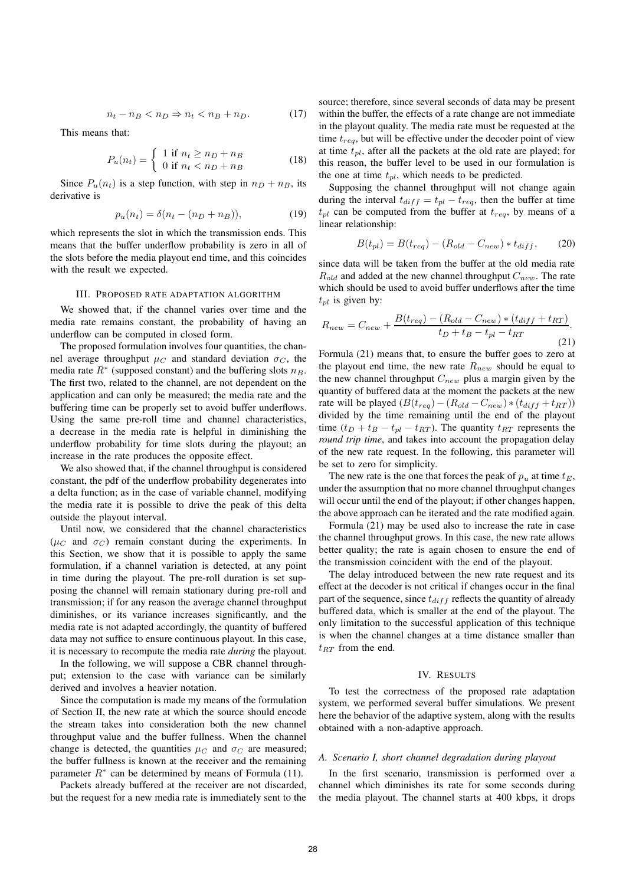$$n_t - n_B < n_D \Rightarrow n_t < n_B + n_D. \tag{17}$$

This means that:

$$P_u(n_t) = \begin{cases} 1 \text{ if } n_t \geq n_D + n_B \\ 0 \text{ if } n_t < n_D + n_B \end{cases} \tag{18}$$

Since $P_u(n_t)$ is a step function, with step in $n_D + n_B$, its derivative is

$$p_u(n_t) = \delta(n_t - (n_D + n_B)), \tag{19}$$

which represents the slot in which the transmission ends. This means that the buffer underflow probability is zero in all of the slots before the media playout end time, and this coincides with the result we expected.

## III. Proposed rate adaptation algorithm

We showed that, if the channel varies over time and the media rate remains constant, the probability of having an underflow can be computed in closed form.

The proposed formulation involves four quantities, the channel average throughput $\mu_C$ and standard deviation $\sigma_C$, the media rate $R^*$ (supposed constant) and the buffering slots $n_B$. The first two, related to the channel, are not dependent on the application and can only be measured; the media rate and the buffering time can be properly set to avoid buffer underflows. Using the same pre-roll time and channel characteristics, a decrease in the media rate is helpful in diminishing the underflow probability for time slots during the playout; an increase in the rate produces the opposite effect.

We also showed that, if the channel throughput is considered constant, the pdf of the underflow probability degenerates into a delta function; as in the case of variable channel, modifying the media rate it is possible to drive the peak of this delta outside the playout interval.

Until now, we considered that the channel characteristics ($\mu_C$ and $\sigma_C$) remain constant during the experiments. In this Section, we show that it is possible to apply the same formulation, if a channel variation is detected, at any point in time during the playout. The pre-roll duration is set supposing the channel will remain stationary during pre-roll and transmission; if for any reason the average channel throughput diminishes, or its variance increases significantly, and the media rate is not adapted accordingly, the quantity of buffered data may not suffice to ensure continuous playout. In this case, it is necessary to recompute the media rate *during* the playout.

In the following, we will suppose a CBR channel throughput; extension to the case with variance can be similarly derived and involves a heavier notation.

Since the computation is made my means of the formulation of Section II, the new rate at which the source should encode the stream takes into consideration both the new channel throughput value and the buffer fullness. When the channel change is detected, the quantities $\mu_C$ and $\sigma_C$ are measured; the buffer fullness is known at the receiver and the remaining parameter $R^*$ can be determined by means of Formula (11).

Packets already buffered at the receiver are not discarded, but the request for a new media rate is immediately sent to the source; therefore, since several seconds of data may be present within the buffer, the effects of a rate change are not immediate in the playout quality. The media rate must be requested at the time $t_{req}$, but will be effective under the decoder point of view at time $t_{pl}$, after all the packets at the old rate are played; for this reason, the buffer level to be used in our formulation is the one at time $t_{pl}$, which needs to be predicted.

Supposing the channel throughput will not change again during the interval $t_{diff} = t_{pl} - t_{req}$, then the buffer at time $t_{pl}$ can be computed from the buffer at $t_{req}$, by means of a linear relationship:

$$B(t_{pl}) = B(t_{req}) - (R_{old} - C_{new}) * t_{diff}, \tag{20}$$

since data will be taken from the buffer at the old media rate $R_{old}$ and added at the new channel throughput $C_{new}$. The rate which should be used to avoid buffer underflows after the time $t_{pl}$ is given by:

$$R_{new} = C_{new} + \frac{B(t_{req}) - (R_{old} - C_{new}) * (t_{diff} + t_{RT})}{t_D + t_B - t_{pl} - t_{RT}}. \tag{21}$$

Formula (21) means that, to ensure the buffer goes to zero at the playout end time, the new rate $R_{new}$ should be equal to the new channel throughput $C_{new}$ plus a margin given by the quantity of buffered data at the moment the packets at the new rate will be played ($B(t_{req}) - (R_{old} - C_{new}) * (t_{diff} + t_{RT})$) divided by the time remaining until the end of the playout time ($t_D + t_B - t_{pl} - t_{RT}$). The quantity $t_{RT}$ represents the *round trip time*, and takes into account the propagation delay of the new rate request. In the following, this parameter will be set to zero for simplicity.

The new rate is the one that forces the peak of $p_u$ at time $t_E$, under the assumption that no more channel throughput changes will occur until the end of the playout; if other changes happen, the above approach can be iterated and the rate modified again.

Formula (21) may be used also to increase the rate in case the channel throughput grows. In this case, the new rate allows better quality; the rate is again chosen to ensure the end of the transmission coincident with the end of the playout.

The delay introduced between the new rate request and its effect at the decoder is not critical if changes occur in the final part of the sequence, since $t_{diff}$ reflects the quantity of already buffered data, which is smaller at the end of the playout. The only limitation to the successful application of this technique is when the channel changes at a time distance smaller than $t_{RT}$ from the end.

## IV. Results

To test the correctness of the proposed rate adaptation system, we performed several buffer simulations. We present here the behavior of the adaptive system, along with the results obtained with a non-adaptive approach.

### A. Scenario I, short channel degradation during playout

In the first scenario, transmission is performed over a channel which diminishes its rate for some seconds during the media playout. The channel starts at 400 kbps, it drops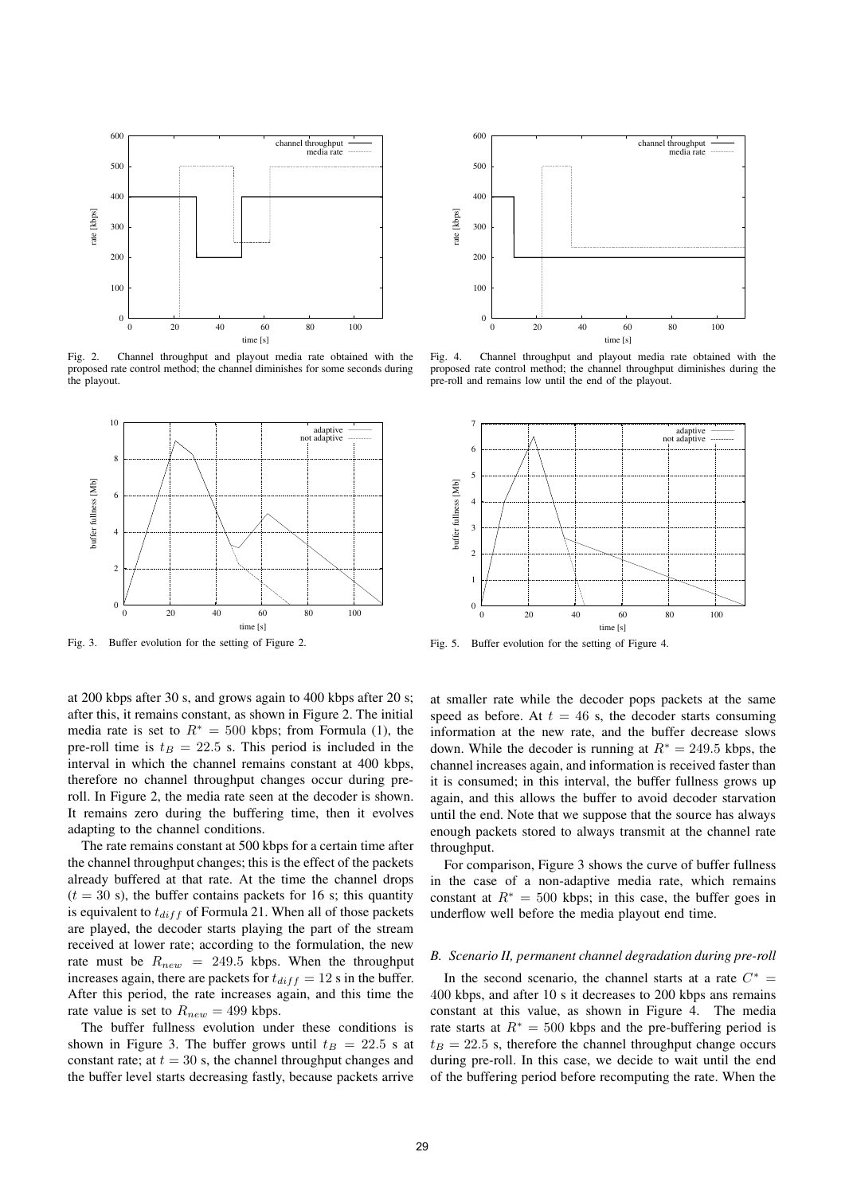Fig. 2. Channel throughput and playout media rate obtained with the proposed rate control method; the channel diminishes for some seconds during the playout.

Fig. 3. Buffer evolution for the setting of Figure 2.

Fig. 4. Channel throughput and playout media rate obtained with the proposed rate control method; the channel throughput diminishes during the pre-roll and remains low until the end of the playout.

Fig. 5. Buffer evolution for the setting of Figure 4.

at 200 kbps after 30 s, and grows again to 400 kbps after 20 s; after this, it remains constant, as shown in Figure 2. The initial media rate is set to $R^* = 500$ kbps; from Formula (1), the pre-roll time is $t_B = 22.5$ s. This period is included in the interval in which the channel remains constant at 400 kbps, therefore no channel throughput changes occur during pre-roll. In Figure 2, the media rate seen at the decoder is shown. It remains zero during the buffering time, then it evolves adapting to the channel conditions.

The rate remains constant at 500 kbps for a certain time after the channel throughput changes; this is the effect of the packets already buffered at that rate. At the time the channel drops ($t = 30$ s), the buffer contains packets for 16 s; this quantity is equivalent to $t_{diff}$ of Formula 21. When all of those packets are played, the decoder starts playing the part of the stream received at lower rate; according to the formulation, the new rate must be $R_{new} = 249.5$ kbps. When the throughput increases again, there are packets for $t_{diff} = 12$ s in the buffer. After this period, the rate increases again, and this time the rate value is set to $R_{new} = 499$ kbps.

The buffer fullness evolution under these conditions is shown in Figure 3. The buffer grows until $t_B = 22.5$ s at constant rate; at $t = 30$ s, the channel throughput changes and the buffer level starts decreasing fastly, because packets arrive at smaller rate while the decoder pops packets at the same speed as before. At $t = 46$ s, the decoder starts consuming information at the new rate, and the buffer decrease slows down. While the decoder is running at $R^* = 249.5$ kbps, the channel increases again, and information is received faster than it is consumed; in this interval, the buffer fullness grows up again, and this allows the buffer to avoid decoder starvation until the end. Note that we suppose that the source has always enough packets stored to always transmit at the channel rate throughput.

For comparison, Figure 3 shows the curve of buffer fullness in the case of a non-adaptive media rate, which remains constant at $R^* = 500$ kbps; in this case, the buffer goes in underflow well before the media playout end time.

### B. Scenario II, permanent channel degradation during pre-roll

In the second scenario, the channel starts at a rate $C^* = 400$ kbps, and after 10 s it decreases to 200 kbps ans remains constant at this value, as shown in Figure 4. The media rate starts at $R^* = 500$ kbps and the pre-buffering period is $t_B = 22.5$ s, therefore the channel throughput change occurs during pre-roll. In this case, we decide to wait until the end of the buffering period before recomputing the rate. When the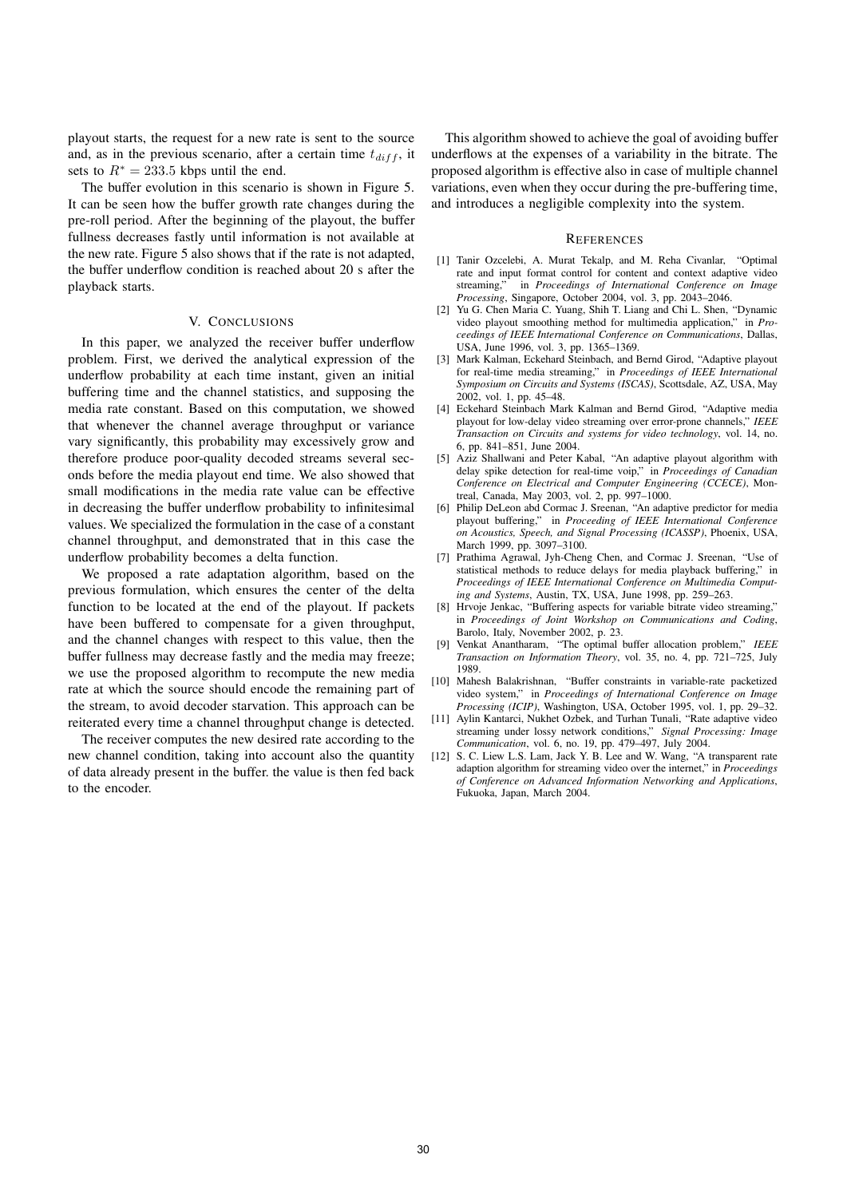playout starts, the request for a new rate is sent to the source and, as in the previous scenario, after a certain time $t_{diff}$, it sets to $R^* = 233.5$ kbps until the end.

The buffer evolution in this scenario is shown in Figure 5. It can be seen how the buffer growth rate changes during the pre-roll period. After the beginning of the playout, the buffer fullness decreases fastly until information is not available at the new rate. Figure 5 also shows that if the rate is not adapted, the buffer underflow condition is reached about 20 s after the playback starts.

## V. Conclusions

In this paper, we analyzed the receiver buffer underflow problem. First, we derived the analytical expression of the underflow probability at each time instant, given an initial buffering time and the channel statistics, and supposing the media rate constant. Based on this computation, we showed that whenever the channel average throughput or variance vary significantly, this probability may excessively grow and therefore produce poor-quality decoded streams several seconds before the media playout end time. We also showed that small modifications in the media rate value can be effective in decreasing the buffer underflow probability to infinitesimal values. We specialized the formulation in the case of a constant channel throughput, and demonstrated that in this case the underflow probability becomes a delta function.

We proposed a rate adaptation algorithm, based on the previous formulation, which ensures the center of the delta function to be located at the end of the playout. If packets have been buffered to compensate for a given throughput, and the channel changes with respect to this value, then the buffer fullness may decrease fastly and the media may freeze; we use the proposed algorithm to recompute the new media rate at which the source should encode the remaining part of the stream, to avoid decoder starvation. This approach can be reiterated every time a channel throughput change is detected.

The receiver computes the new desired rate according to the new channel condition, taking into account also the quantity of data already present in the buffer. the value is then fed back to the encoder.

This algorithm showed to achieve the goal of avoiding buffer underflows at the expenses of a variability in the bitrate. The proposed algorithm is effective also in case of multiple channel variations, even when they occur during the pre-buffering time, and introduces a negligible complexity into the system.

## References

[1] Tanir Ozcelebi, A. Murat Tekalp, and M. Reha Civanlar, "Optimal rate and input format control for content and context adaptive video streaming," in *Proceedings of International Conference on Image Processing*, Singapore, October 2004, vol. 3, pp. 2043–2046.

[2] Yu G. Chen Maria C. Yuang, Shih T. Liang and Chi L. Shen, "Dynamic video playout smoothing method for multimedia application," in *Proceedings of IEEE International Conference on Communications*, Dallas, USA, June 1996, vol. 3, pp. 1365–1369.

[3] Mark Kalman, Eckehard Steinbach, and Bernd Girod, "Adaptive playout for real-time media streaming," in *Proceedings of IEEE International Symposium on Circuits and Systems (ISCAS)*, Scottsdale, AZ, USA, May 2002, vol. 1, pp. 45–48.

[4] Eckehard Steinbach Mark Kalman and Bernd Girod, "Adaptive media playout for low-delay video streaming over error-prone channels," *IEEE Transaction on Circuits and systems for video technology*, vol. 14, no. 6, pp. 841–851, June 2004.

[5] Aziz Shallwani and Peter Kabal, "An adaptive playout algorithm with delay spike detection for real-time voip," in *Proceedings of Canadian Conference on Electrical and Computer Engineering (CCECE)*, Montreal, Canada, May 2003, vol. 2, pp. 997–1000.

[6] Philip DeLeon abd Cormac J. Sreenan, "An adaptive predictor for media playout buffering," in *Proceeding of IEEE International Conference on Acoustics, Speech, and Signal Processing (ICASSP)*, Phoenix, USA, March 1999, pp. 3097–3100.

[7] Prathima Agrawal, Jyh-Cheng Chen, and Cormac J. Sreenan, "Use of statistical methods to reduce delays for media playback buffering," in *Proceedings of IEEE International Conference on Multimedia Computing and Systems*, Austin, TX, USA, June 1998, pp. 259–263.

[8] Hrvoje Jenkac, "Buffering aspects for variable bitrate video streaming," in *Proceedings of Joint Workshop on Communications and Coding*, Barolo, Italy, November 2002, p. 23.

[9] Venkat Anantharam, "The optimal buffer allocation problem," *IEEE Transaction on Information Theory*, vol. 35, no. 4, pp. 721–725, July 1989.

[10] Mahesh Balakrishnan, "Buffer constraints in variable-rate packetized video system," in *Proceedings of International Conference on Image Processing (ICIP)*, Washington, USA, October 1995, vol. 1, pp. 29–32.

[11] Aylin Kantarci, Nukhet Ozbek, and Turhan Tunali, "Rate adaptive video streaming under lossy network conditions," *Signal Processing: Image Communication*, vol. 6, no. 19, pp. 479–497, July 2004.

[12] S. C. Liew L.S. Lam, Jack Y. B. Lee and W. Wang, "A transparent rate adaption algorithm for streaming video over the internet," in *Proceedings of Conference on Advanced Information Networking and Applications*, Fukuoka, Japan, March 2004.